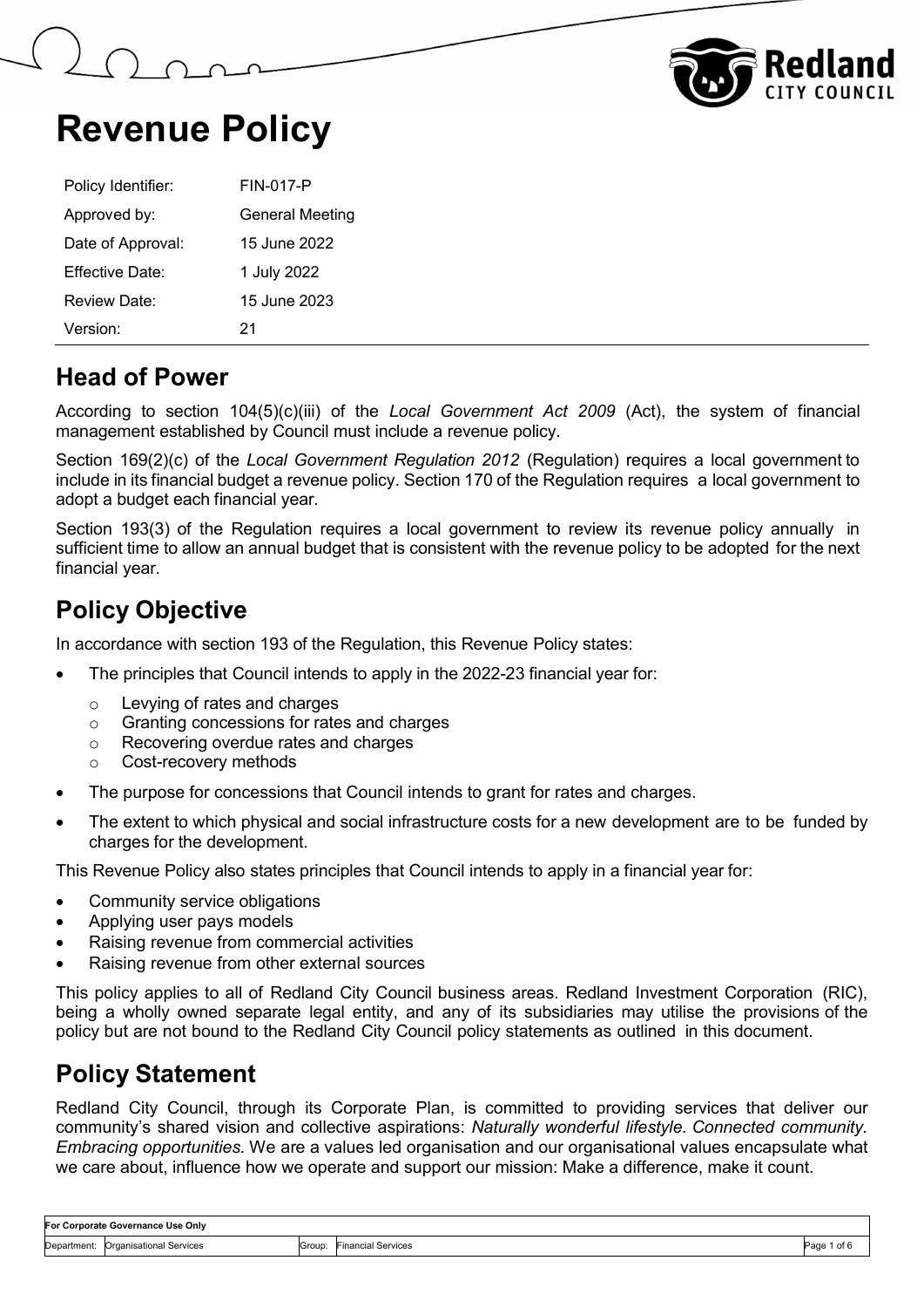# Revenue Policy

| Policy Identifier: | FIN-017-P |
|---|---|
| Approved by: | General Meeting |
| Date of Approval: | 15 June 2022 |
| Effective Date: | 1 July 2022 |
| Review Date: | 15 June 2023 |
| Version: | 21 |

## Head of Power

According to section 104(5)(c)(iii) of the *Local Government Act 2009* (Act), the system of financial management established by Council must include a revenue policy.

Section 169(2)(c) of the *Local Government Regulation 2012* (Regulation) requires a local government to include in its financial budget a revenue policy. Section 170 of the Regulation requires a local government to adopt a budget each financial year.

Section 193(3) of the Regulation requires a local government to review its revenue policy annually in sufficient time to allow an annual budget that is consistent with the revenue policy to be adopted for the next financial year.

## Policy Objective

In accordance with section 193 of the Regulation, this Revenue Policy states:

- The principles that Council intends to apply in the 2022-23 financial year for:
  - Levying of rates and charges
  - Granting concessions for rates and charges
  - Recovering overdue rates and charges
  - Cost-recovery methods
- The purpose for concessions that Council intends to grant for rates and charges.
- The extent to which physical and social infrastructure costs for a new development are to be funded by charges for the development.

This Revenue Policy also states principles that Council intends to apply in a financial year for:

- Community service obligations
- Applying user pays models
- Raising revenue from commercial activities
- Raising revenue from other external sources

This policy applies to all of Redland City Council business areas. Redland Investment Corporation (RIC), being a wholly owned separate legal entity, and any of its subsidiaries may utilise the provisions of the policy but are not bound to the Redland City Council policy statements as outlined in this document.

## Policy Statement

Redland City Council, through its Corporate Plan, is committed to providing services that deliver our community's shared vision and collective aspirations: *Naturally wonderful lifestyle. Connected community. Embracing opportunities.* We are a values led organisation and our organisational values encapsulate what we care about, influence how we operate and support our mission: Make a difference, make it count.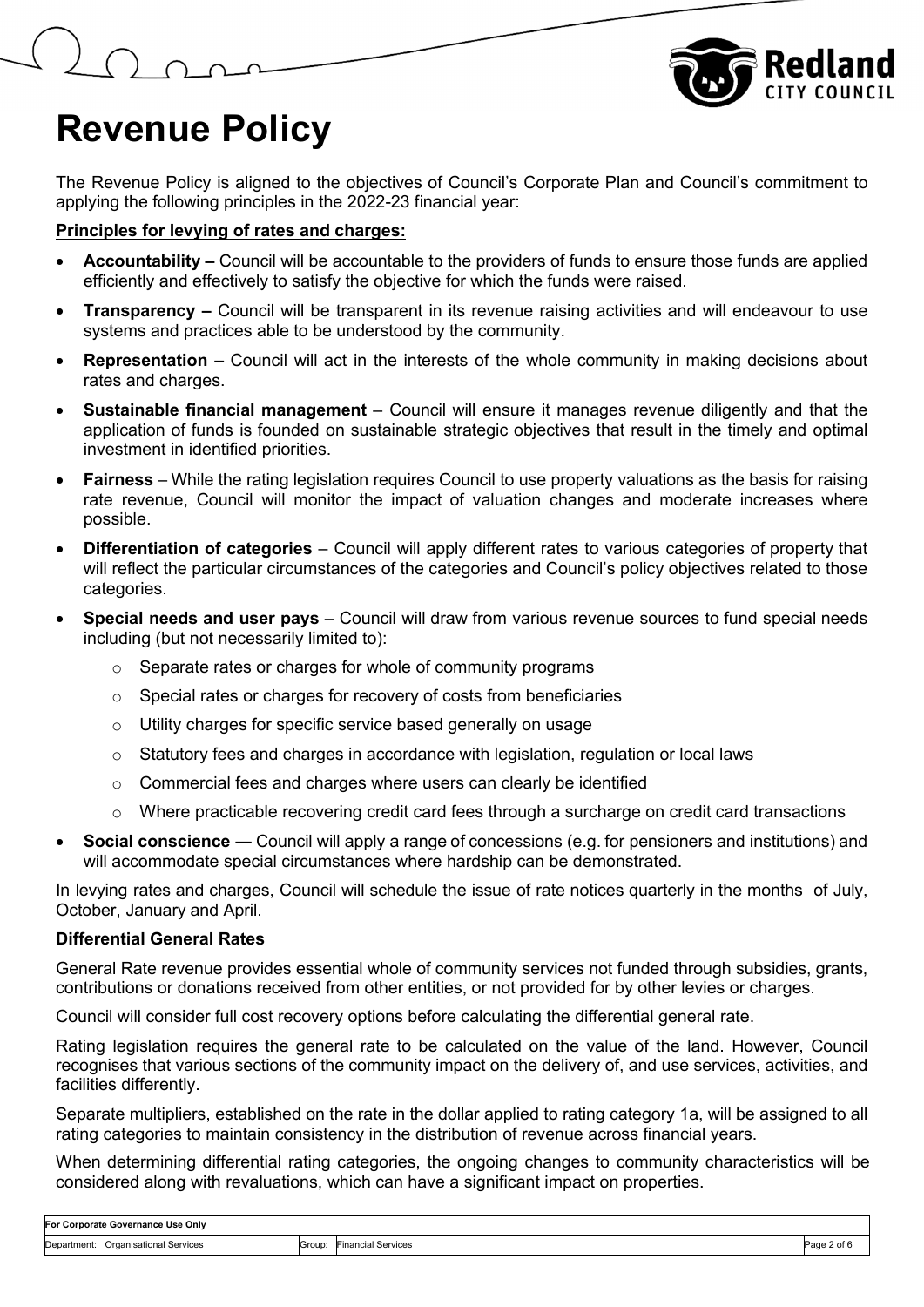# Revenue Policy

The Revenue Policy is aligned to the objectives of Council's Corporate Plan and Council's commitment to applying the following principles in the 2022-23 financial year:

**Principles for levying of rates and charges:**

- **Accountability –** Council will be accountable to the providers of funds to ensure those funds are applied efficiently and effectively to satisfy the objective for which the funds were raised.
- **Transparency –** Council will be transparent in its revenue raising activities and will endeavour to use systems and practices able to be understood by the community.
- **Representation –** Council will act in the interests of the whole community in making decisions about rates and charges.
- **Sustainable financial management** – Council will ensure it manages revenue diligently and that the application of funds is founded on sustainable strategic objectives that result in the timely and optimal investment in identified priorities.
- **Fairness** – While the rating legislation requires Council to use property valuations as the basis for raising rate revenue, Council will monitor the impact of valuation changes and moderate increases where possible.
- **Differentiation of categories** – Council will apply different rates to various categories of property that will reflect the particular circumstances of the categories and Council's policy objectives related to those categories.
- **Special needs and user pays** – Council will draw from various revenue sources to fund special needs including (but not necessarily limited to):
  - Separate rates or charges for whole of community programs
  - Special rates or charges for recovery of costs from beneficiaries
  - Utility charges for specific service based generally on usage
  - Statutory fees and charges in accordance with legislation, regulation or local laws
  - Commercial fees and charges where users can clearly be identified
  - Where practicable recovering credit card fees through a surcharge on credit card transactions
- **Social conscience —** Council will apply a range of concessions (e.g. for pensioners and institutions) and will accommodate special circumstances where hardship can be demonstrated.

In levying rates and charges, Council will schedule the issue of rate notices quarterly in the months of July, October, January and April.

**Differential General Rates**

General Rate revenue provides essential whole of community services not funded through subsidies, grants, contributions or donations received from other entities, or not provided for by other levies or charges.

Council will consider full cost recovery options before calculating the differential general rate.

Rating legislation requires the general rate to be calculated on the value of the land. However, Council recognises that various sections of the community impact on the delivery of, and use services, activities, and facilities differently.

Separate multipliers, established on the rate in the dollar applied to rating category 1a, will be assigned to all rating categories to maintain consistency in the distribution of revenue across financial years.

When determining differential rating categories, the ongoing changes to community characteristics will be considered along with revaluations, which can have a significant impact on properties.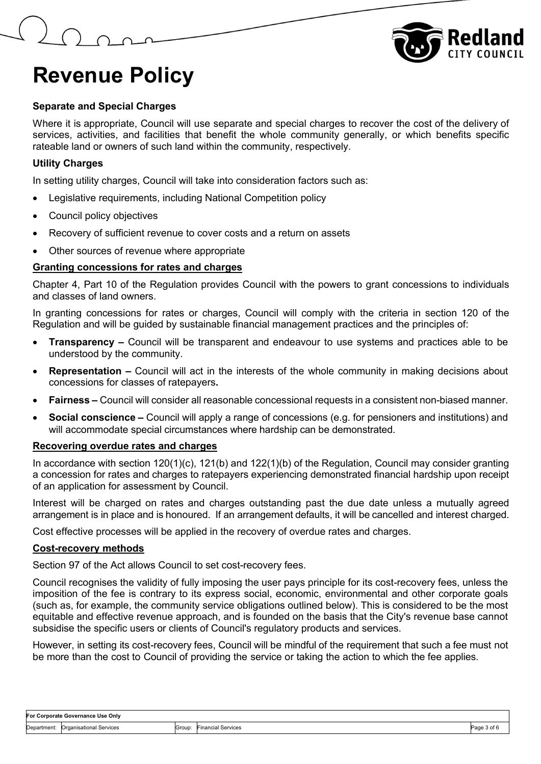# Revenue Policy

**Separate and Special Charges**

Where it is appropriate, Council will use separate and special charges to recover the cost of the delivery of services, activities, and facilities that benefit the whole community generally, or which benefits specific rateable land or owners of such land within the community, respectively.

**Utility Charges**

In setting utility charges, Council will take into consideration factors such as:

- Legislative requirements, including National Competition policy
- Council policy objectives
- Recovery of sufficient revenue to cover costs and a return on assets
- Other sources of revenue where appropriate

**Granting concessions for rates and charges**

Chapter 4, Part 10 of the Regulation provides Council with the powers to grant concessions to individuals and classes of land owners.

In granting concessions for rates or charges, Council will comply with the criteria in section 120 of the Regulation and will be guided by sustainable financial management practices and the principles of:

- **Transparency –** Council will be transparent and endeavour to use systems and practices able to be understood by the community.
- **Representation –** Council will act in the interests of the whole community in making decisions about concessions for classes of ratepayers**.**
- **Fairness –** Council will consider all reasonable concessional requests in a consistent non-biased manner.
- **Social conscience –** Council will apply a range of concessions (e.g. for pensioners and institutions) and will accommodate special circumstances where hardship can be demonstrated.

**Recovering overdue rates and charges**

In accordance with section 120(1)(c), 121(b) and 122(1)(b) of the Regulation, Council may consider granting a concession for rates and charges to ratepayers experiencing demonstrated financial hardship upon receipt of an application for assessment by Council.

Interest will be charged on rates and charges outstanding past the due date unless a mutually agreed arrangement is in place and is honoured. If an arrangement defaults, it will be cancelled and interest charged.

Cost effective processes will be applied in the recovery of overdue rates and charges.

**Cost-recovery methods**

Section 97 of the Act allows Council to set cost-recovery fees.

Council recognises the validity of fully imposing the user pays principle for its cost-recovery fees, unless the imposition of the fee is contrary to its express social, economic, environmental and other corporate goals (such as, for example, the community service obligations outlined below). This is considered to be the most equitable and effective revenue approach, and is founded on the basis that the City's revenue base cannot subsidise the specific users or clients of Council's regulatory products and services.

However, in setting its cost-recovery fees, Council will be mindful of the requirement that such a fee must not be more than the cost to Council of providing the service or taking the action to which the fee applies.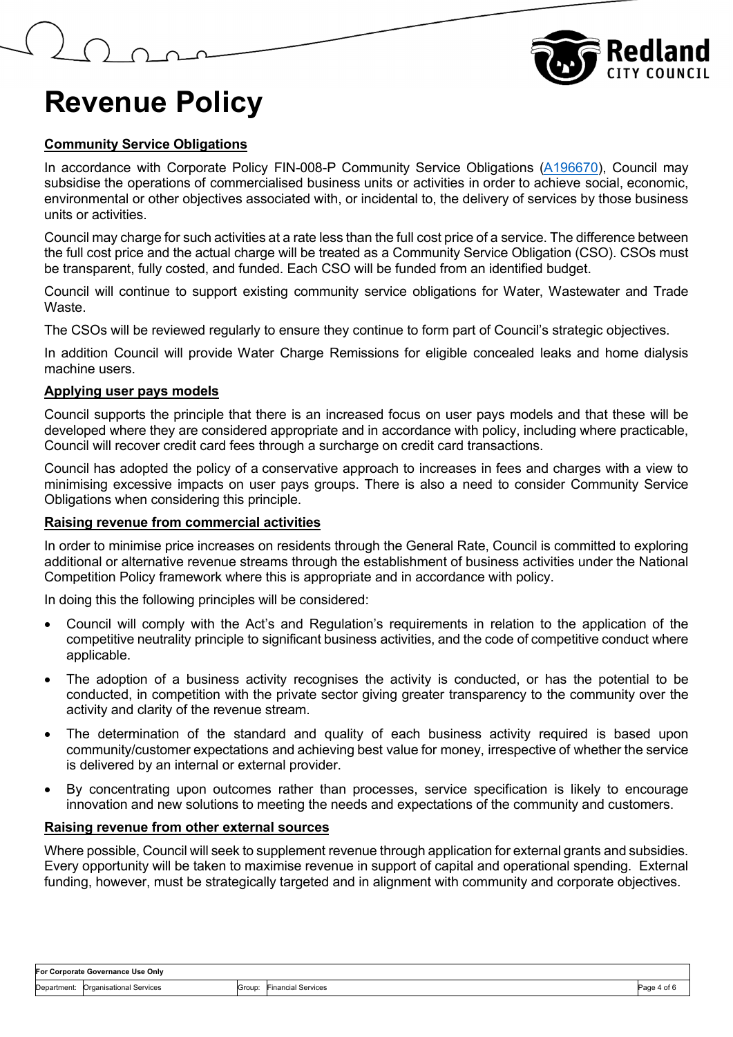# Revenue Policy

**Community Service Obligations**

In accordance with Corporate Policy FIN-008-P Community Service Obligations (A196670), Council may subsidise the operations of commercialised business units or activities in order to achieve social, economic, environmental or other objectives associated with, or incidental to, the delivery of services by those business units or activities.

Council may charge for such activities at a rate less than the full cost price of a service. The difference between the full cost price and the actual charge will be treated as a Community Service Obligation (CSO). CSOs must be transparent, fully costed, and funded. Each CSO will be funded from an identified budget.

Council will continue to support existing community service obligations for Water, Wastewater and Trade Waste.

The CSOs will be reviewed regularly to ensure they continue to form part of Council's strategic objectives.

In addition Council will provide Water Charge Remissions for eligible concealed leaks and home dialysis machine users.

**Applying user pays models**

Council supports the principle that there is an increased focus on user pays models and that these will be developed where they are considered appropriate and in accordance with policy, including where practicable, Council will recover credit card fees through a surcharge on credit card transactions.

Council has adopted the policy of a conservative approach to increases in fees and charges with a view to minimising excessive impacts on user pays groups. There is also a need to consider Community Service Obligations when considering this principle.

**Raising revenue from commercial activities**

In order to minimise price increases on residents through the General Rate, Council is committed to exploring additional or alternative revenue streams through the establishment of business activities under the National Competition Policy framework where this is appropriate and in accordance with policy.

In doing this the following principles will be considered:

- Council will comply with the Act's and Regulation's requirements in relation to the application of the competitive neutrality principle to significant business activities, and the code of competitive conduct where applicable.
- The adoption of a business activity recognises the activity is conducted, or has the potential to be conducted, in competition with the private sector giving greater transparency to the community over the activity and clarity of the revenue stream.
- The determination of the standard and quality of each business activity required is based upon community/customer expectations and achieving best value for money, irrespective of whether the service is delivered by an internal or external provider.
- By concentrating upon outcomes rather than processes, service specification is likely to encourage innovation and new solutions to meeting the needs and expectations of the community and customers.

**Raising revenue from other external sources**

Where possible, Council will seek to supplement revenue through application for external grants and subsidies. Every opportunity will be taken to maximise revenue in support of capital and operational spending. External funding, however, must be strategically targeted and in alignment with community and corporate objectives.

| For Corporate Governance Use Only | | | |
|---|---|---|---|
| Department: Organisational Services | | Group: Financial Services | |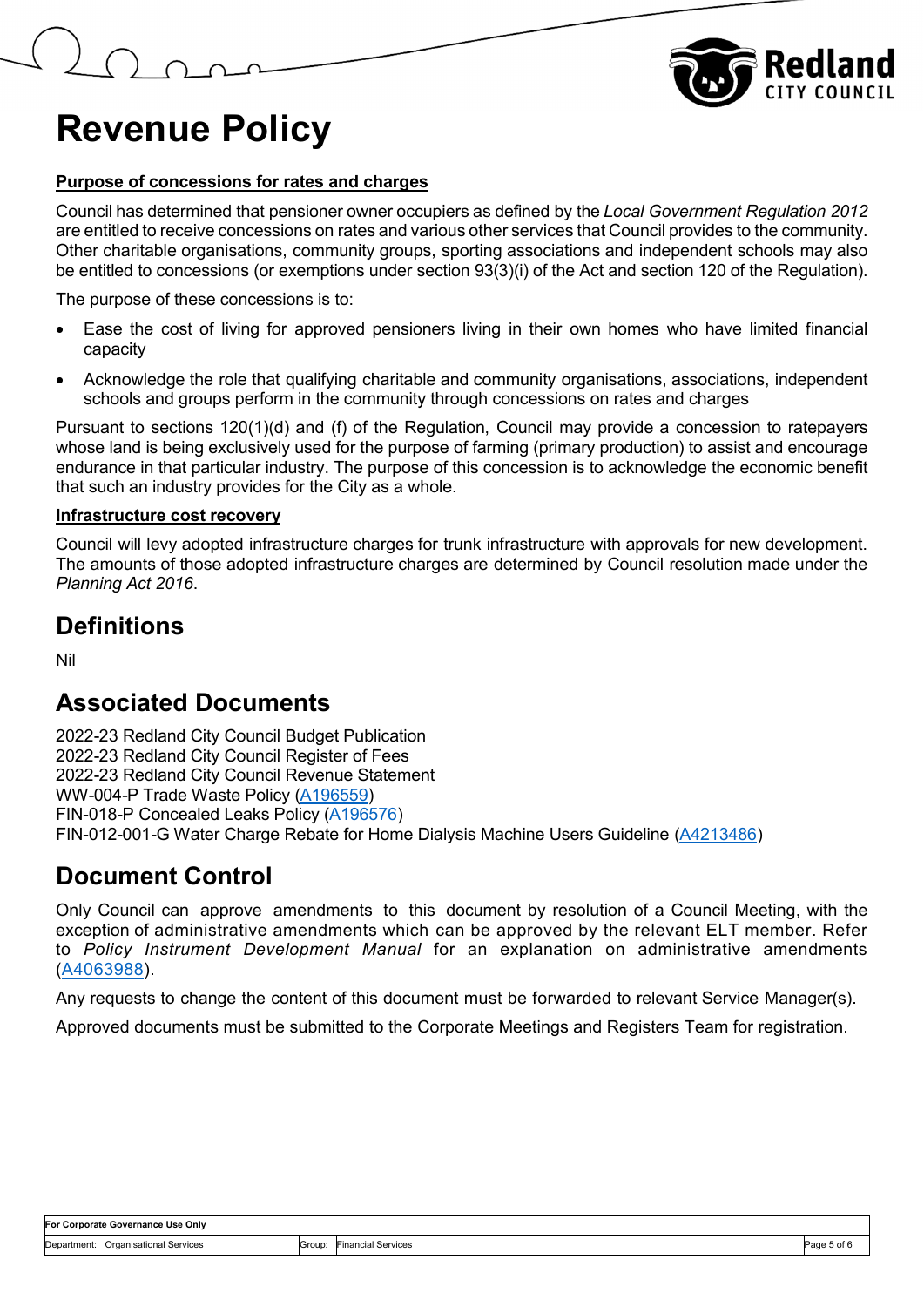# Revenue Policy

**Purpose of concessions for rates and charges**

Council has determined that pensioner owner occupiers as defined by the *Local Government Regulation 2012* are entitled to receive concessions on rates and various other services that Council provides to the community. Other charitable organisations, community groups, sporting associations and independent schools may also be entitled to concessions (or exemptions under section 93(3)(i) of the Act and section 120 of the Regulation).

The purpose of these concessions is to:

- Ease the cost of living for approved pensioners living in their own homes who have limited financial capacity
- Acknowledge the role that qualifying charitable and community organisations, associations, independent schools and groups perform in the community through concessions on rates and charges

Pursuant to sections 120(1)(d) and (f) of the Regulation, Council may provide a concession to ratepayers whose land is being exclusively used for the purpose of farming (primary production) to assist and encourage endurance in that particular industry. The purpose of this concession is to acknowledge the economic benefit that such an industry provides for the City as a whole.

**Infrastructure cost recovery**

Council will levy adopted infrastructure charges for trunk infrastructure with approvals for new development. The amounts of those adopted infrastructure charges are determined by Council resolution made under the *Planning Act 2016*.

## Definitions

Nil

## Associated Documents

2022-23 Redland City Council Budget Publication
2022-23 Redland City Council Register of Fees
2022-23 Redland City Council Revenue Statement
WW-004-P Trade Waste Policy (A196559)
FIN-018-P Concealed Leaks Policy (A196576)
FIN-012-001-G Water Charge Rebate for Home Dialysis Machine Users Guideline (A4213486)

## Document Control

Only Council can approve amendments to this document by resolution of a Council Meeting, with the exception of administrative amendments which can be approved by the relevant ELT member. Refer to *Policy Instrument Development Manual* for an explanation on administrative amendments (A4063988).

Any requests to change the content of this document must be forwarded to relevant Service Manager(s).

Approved documents must be submitted to the Corporate Meetings and Registers Team for registration.

| For Corporate Governance Use Only | | | |
|---|---|---|---|
| Department: | Organisational Services | Group: | Financial Services |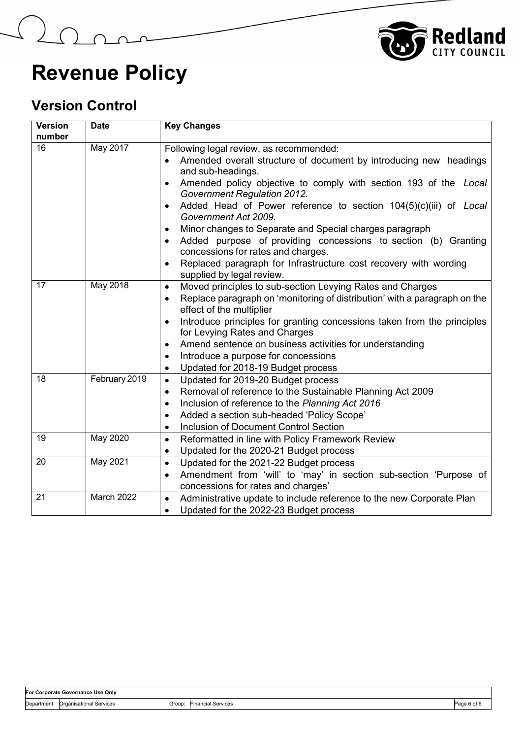# Revenue Policy

## Version Control

| Version number | Date | Key Changes |
|---|---|---|
| 16 | May 2017 | Following legal review, as recommended:<br>• Amended overall structure of document by introducing new headings and sub-headings.<br>• Amended policy objective to comply with section 193 of the *Local Government Regulation 2012.*<br>• Added Head of Power reference to section 104(5)(c)(iii) of *Local Government Act 2009.*<br>• Minor changes to Separate and Special charges paragraph<br>• Added purpose of providing concessions to section (b) Granting concessions for rates and charges.<br>• Replaced paragraph for Infrastructure cost recovery with wording supplied by legal review. |
| 17 | May 2018 | • Moved principles to sub-section Levying Rates and Charges<br>• Replace paragraph on 'monitoring of distribution' with a paragraph on the effect of the multiplier<br>• Introduce principles for granting concessions taken from the principles for Levying Rates and Charges<br>• Amend sentence on business activities for understanding<br>• Introduce a purpose for concessions<br>• Updated for 2018-19 Budget process |
| 18 | February 2019 | • Updated for 2019-20 Budget process<br>• Removal of reference to the Sustainable Planning Act 2009<br>• Inclusion of reference to the *Planning Act 2016*<br>• Added a section sub-headed 'Policy Scope'<br>• Inclusion of Document Control Section |
| 19 | May 2020 | • Reformatted in line with Policy Framework Review<br>• Updated for the 2020-21 Budget process |
| 20 | May 2021 | • Updated for the 2021-22 Budget process<br>• Amendment from 'will' to 'may' in section sub-section 'Purpose of concessions for rates and charges' |
| 21 | March 2022 | • Administrative update to include reference to the new Corporate Plan<br>• Updated for the 2022-23 Budget process |